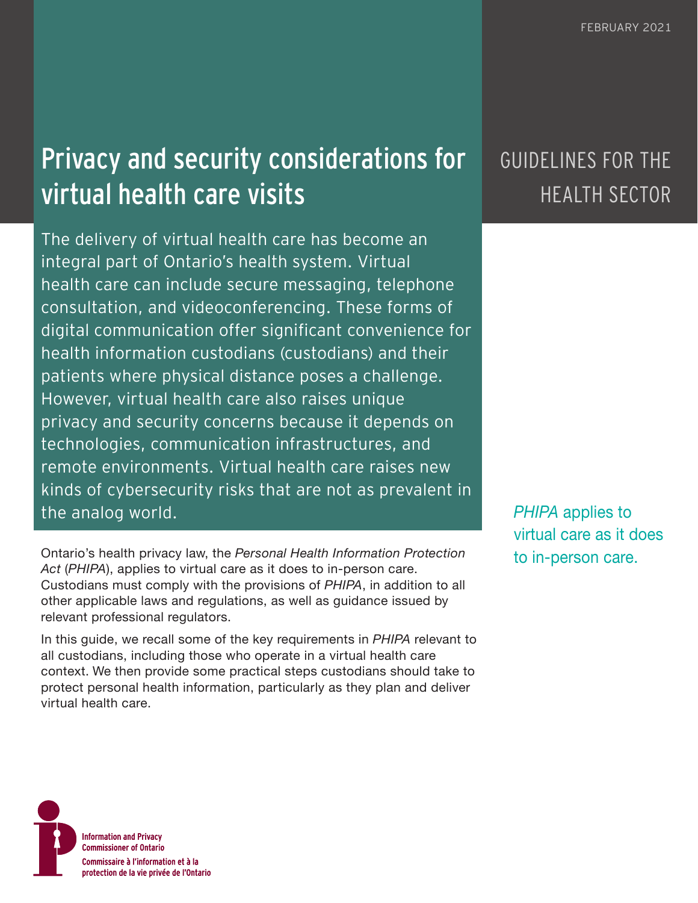FEBRUARY 2021

# Privacy and security considerations for virtual health care visits

GUIDELINES FOR THE HEALTH SECTOR

The delivery of virtual health care has become an integral part of Ontario's health system. Virtual health care can include secure messaging, telephone consultation, and videoconferencing. These forms of digital communication offer significant convenience for health information custodians (custodians) and their patients where physical distance poses a challenge. However, virtual health care also raises unique privacy and security concerns because it depends on technologies, communication infrastructures, and remote environments. Virtual health care raises new kinds of cybersecurity risks that are not as prevalent in the analog world.

Ontario's health privacy law, the *Personal Health Information Protection Act* (*PHIPA*), applies to virtual care as it does to in-person care. Custodians must comply with the provisions of *PHIPA*, in addition to all other applicable laws and regulations, as well as guidance issued by relevant professional regulators.

*PHIPA* applies to virtual care as it does to in-person care.

In this guide, we recall some of the key requirements in *PHIPA* relevant to all custodians, including those who operate in a virtual health care context. We then provide some practical steps custodians should take to protect personal health information, particularly as they plan and deliver virtual health care.

Information and Privacy Commissioner of Ontario
Commissaire à l'information et à la protection de la vie privée de l'Ontario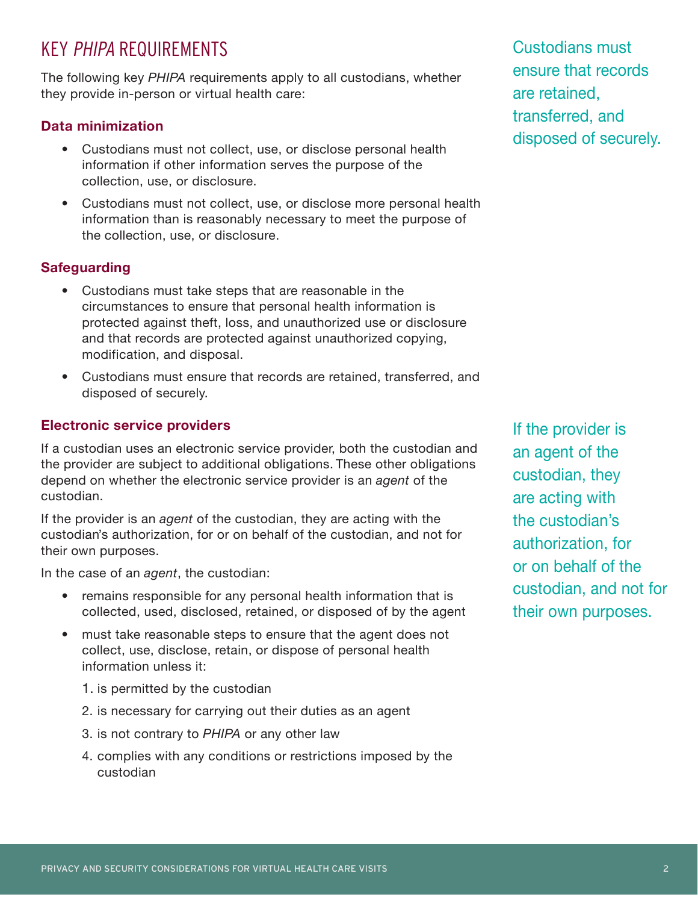## KEY *PHIPA* REQUIREMENTS

The following key *PHIPA* requirements apply to all custodians, whether they provide in-person or virtual health care:

### Data minimization

- Custodians must not collect, use, or disclose personal health information if other information serves the purpose of the collection, use, or disclosure.
- Custodians must not collect, use, or disclose more personal health information than is reasonably necessary to meet the purpose of the collection, use, or disclosure.

### Safeguarding

- Custodians must take steps that are reasonable in the circumstances to ensure that personal health information is protected against theft, loss, and unauthorized use or disclosure and that records are protected against unauthorized copying, modification, and disposal.
- Custodians must ensure that records are retained, transferred, and disposed of securely.

Custodians must ensure that records are retained, transferred, and disposed of securely.

### Electronic service providers

If a custodian uses an electronic service provider, both the custodian and the provider are subject to additional obligations. These other obligations depend on whether the electronic service provider is an *agent* of the custodian.

If the provider is an *agent* of the custodian, they are acting with the custodian's authorization, for or on behalf of the custodian, and not for their own purposes.

If the provider is an agent of the custodian, they are acting with the custodian's authorization, for or on behalf of the custodian, and not for their own purposes.

In the case of an *agent*, the custodian:

- remains responsible for any personal health information that is collected, used, disclosed, retained, or disposed of by the agent
- must take reasonable steps to ensure that the agent does not collect, use, disclose, retain, or dispose of personal health information unless it:
  1. is permitted by the custodian
  2. is necessary for carrying out their duties as an agent
  3. is not contrary to *PHIPA* or any other law
  4. complies with any conditions or restrictions imposed by the custodian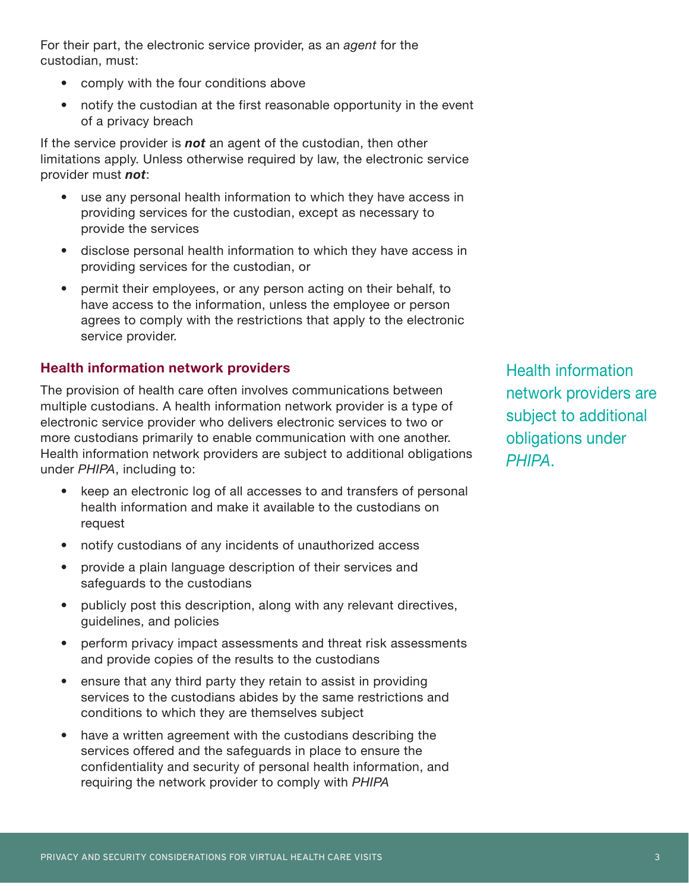For their part, the electronic service provider, as an *agent* for the custodian, must:

- comply with the four conditions above
- notify the custodian at the first reasonable opportunity in the event of a privacy breach

If the service provider is ***not*** an agent of the custodian, then other limitations apply. Unless otherwise required by law, the electronic service provider must ***not***:

- use any personal health information to which they have access in providing services for the custodian, except as necessary to provide the services
- disclose personal health information to which they have access in providing services for the custodian, or
- permit their employees, or any person acting on their behalf, to have access to the information, unless the employee or person agrees to comply with the restrictions that apply to the electronic service provider.

### Health information network providers

The provision of health care often involves communications between multiple custodians. A health information network provider is a type of electronic service provider who delivers electronic services to two or more custodians primarily to enable communication with one another. Health information network providers are subject to additional obligations under *PHIPA*, including to:

- keep an electronic log of all accesses to and transfers of personal health information and make it available to the custodians on request
- notify custodians of any incidents of unauthorized access
- provide a plain language description of their services and safeguards to the custodians
- publicly post this description, along with any relevant directives, guidelines, and policies
- perform privacy impact assessments and threat risk assessments and provide copies of the results to the custodians
- ensure that any third party they retain to assist in providing services to the custodians abides by the same restrictions and conditions to which they are themselves subject
- have a written agreement with the custodians describing the services offered and the safeguards in place to ensure the confidentiality and security of personal health information, and requiring the network provider to comply with *PHIPA*

Health information network providers are subject to additional obligations under *PHIPA*.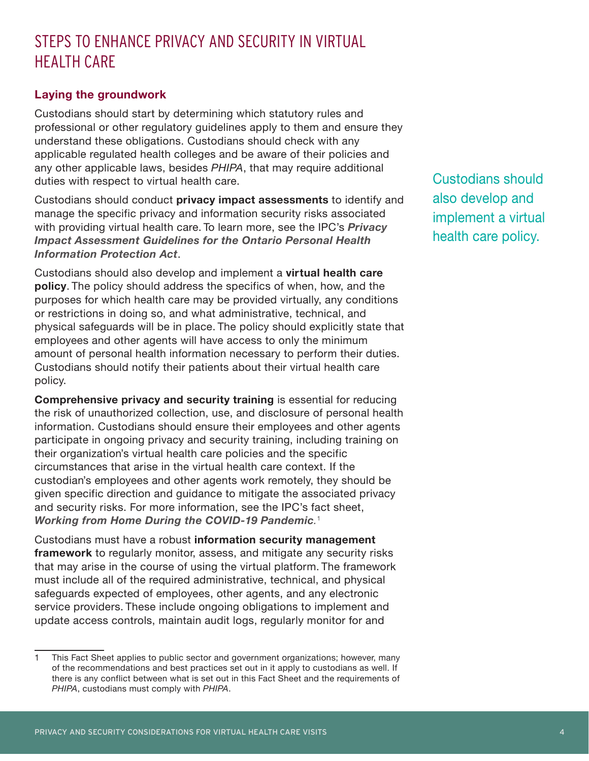## STEPS TO ENHANCE PRIVACY AND SECURITY IN VIRTUAL HEALTH CARE

### Laying the groundwork

Custodians should start by determining which statutory rules and professional or other regulatory guidelines apply to them and ensure they understand these obligations. Custodians should check with any applicable regulated health colleges and be aware of their policies and any other applicable laws, besides *PHIPA*, that may require additional duties with respect to virtual health care.

Custodians should conduct **privacy impact assessments** to identify and manage the specific privacy and information security risks associated with providing virtual health care. To learn more, see the IPC's ***Privacy Impact Assessment Guidelines for the Ontario Personal Health Information Protection Act***.

Custodians should also develop and implement a **virtual health care policy**. The policy should address the specifics of when, how, and the purposes for which health care may be provided virtually, any conditions or restrictions in doing so, and what administrative, technical, and physical safeguards will be in place. The policy should explicitly state that employees and other agents will have access to only the minimum amount of personal health information necessary to perform their duties. Custodians should notify their patients about their virtual health care policy.

Custodians should also develop and implement a virtual health care policy.

**Comprehensive privacy and security training** is essential for reducing the risk of unauthorized collection, use, and disclosure of personal health information. Custodians should ensure their employees and other agents participate in ongoing privacy and security training, including training on their organization's virtual health care policies and the specific circumstances that arise in the virtual health care context. If the custodian's employees and other agents work remotely, they should be given specific direction and guidance to mitigate the associated privacy and security risks. For more information, see the IPC's fact sheet, ***Working from Home During the COVID-19 Pandemic***.[1]

Custodians must have a robust **information security management framework** to regularly monitor, assess, and mitigate any security risks that may arise in the course of using the virtual platform. The framework must include all of the required administrative, technical, and physical safeguards expected of employees, other agents, and any electronic service providers. These include ongoing obligations to implement and update access controls, maintain audit logs, regularly monitor for and

---

1 This Fact Sheet applies to public sector and government organizations; however, many of the recommendations and best practices set out in it apply to custodians as well. If there is any conflict between what is set out in this Fact Sheet and the requirements of *PHIPA*, custodians must comply with *PHIPA*.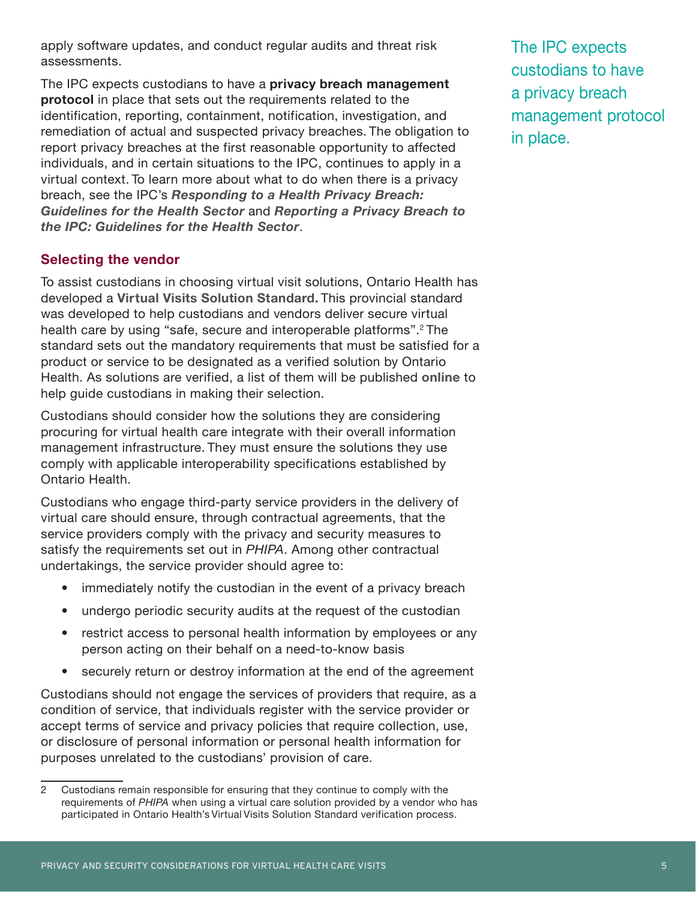apply software updates, and conduct regular audits and threat risk assessments.

The IPC expects custodians to have a **privacy breach management protocol** in place that sets out the requirements related to the identification, reporting, containment, notification, investigation, and remediation of actual and suspected privacy breaches. The obligation to report privacy breaches at the first reasonable opportunity to affected individuals, and in certain situations to the IPC, continues to apply in a virtual context. To learn more about what to do when there is a privacy breach, see the IPC's ***Responding to a Health Privacy Breach: Guidelines for the Health Sector*** and ***Reporting a Privacy Breach to the IPC: Guidelines for the Health Sector***.

The IPC expects custodians to have a privacy breach management protocol in place.

### Selecting the vendor

To assist custodians in choosing virtual visit solutions, Ontario Health has developed a **Virtual Visits Solution Standard.** This provincial standard was developed to help custodians and vendors deliver secure virtual health care by using "safe, secure and interoperable platforms".[2] The standard sets out the mandatory requirements that must be satisfied for a product or service to be designated as a verified solution by Ontario Health. As solutions are verified, a list of them will be published **online** to help guide custodians in making their selection.

Custodians should consider how the solutions they are considering procuring for virtual health care integrate with their overall information management infrastructure. They must ensure the solutions they use comply with applicable interoperability specifications established by Ontario Health.

Custodians who engage third-party service providers in the delivery of virtual care should ensure, through contractual agreements, that the service providers comply with the privacy and security measures to satisfy the requirements set out in *PHIPA*. Among other contractual undertakings, the service provider should agree to:

- immediately notify the custodian in the event of a privacy breach
- undergo periodic security audits at the request of the custodian
- restrict access to personal health information by employees or any person acting on their behalf on a need-to-know basis
- securely return or destroy information at the end of the agreement

Custodians should not engage the services of providers that require, as a condition of service, that individuals register with the service provider or accept terms of service and privacy policies that require collection, use, or disclosure of personal information or personal health information for purposes unrelated to the custodians' provision of care.

---

2 Custodians remain responsible for ensuring that they continue to comply with the requirements of *PHIPA* when using a virtual care solution provided by a vendor who has participated in Ontario Health's Virtual Visits Solution Standard verification process.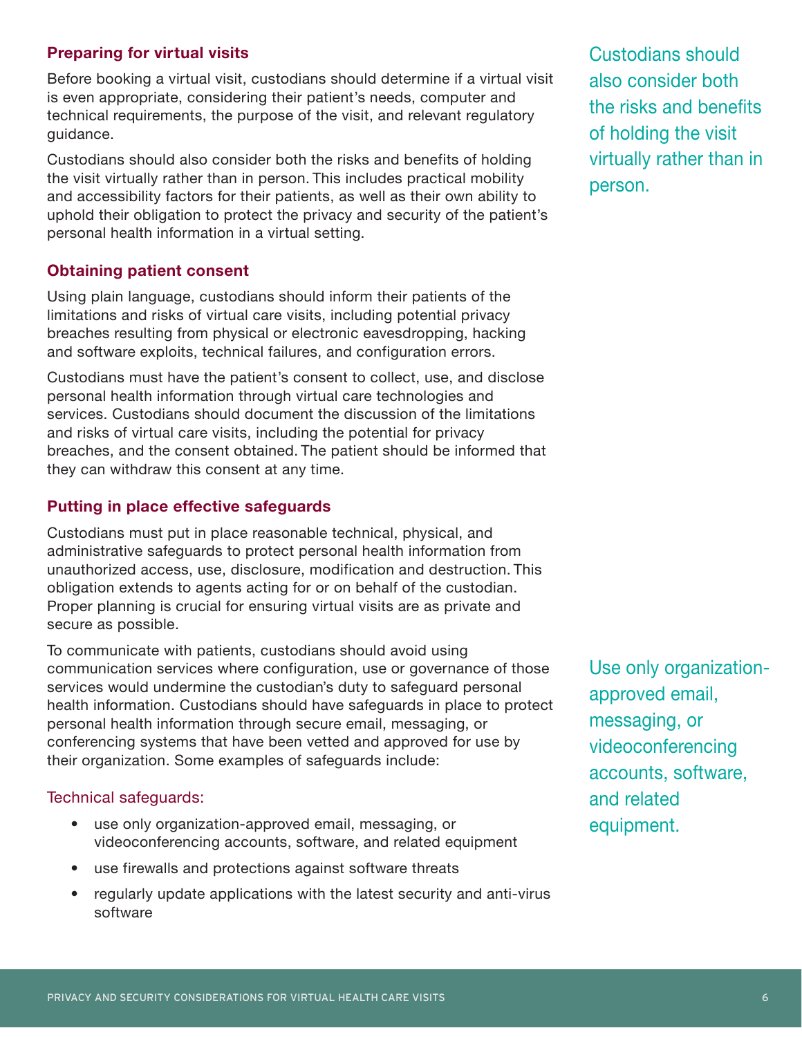### Preparing for virtual visits

Before booking a virtual visit, custodians should determine if a virtual visit is even appropriate, considering their patient's needs, computer and technical requirements, the purpose of the visit, and relevant regulatory guidance.

Custodians should also consider both the risks and benefits of holding the visit virtually rather than in person. This includes practical mobility and accessibility factors for their patients, as well as their own ability to uphold their obligation to protect the privacy and security of the patient's personal health information in a virtual setting.

> Custodians should also consider both the risks and benefits of holding the visit virtually rather than in person.

### Obtaining patient consent

Using plain language, custodians should inform their patients of the limitations and risks of virtual care visits, including potential privacy breaches resulting from physical or electronic eavesdropping, hacking and software exploits, technical failures, and configuration errors.

Custodians must have the patient's consent to collect, use, and disclose personal health information through virtual care technologies and services. Custodians should document the discussion of the limitations and risks of virtual care visits, including the potential for privacy breaches, and the consent obtained. The patient should be informed that they can withdraw this consent at any time.

### Putting in place effective safeguards

Custodians must put in place reasonable technical, physical, and administrative safeguards to protect personal health information from unauthorized access, use, disclosure, modification and destruction. This obligation extends to agents acting for or on behalf of the custodian. Proper planning is crucial for ensuring virtual visits are as private and secure as possible.

To communicate with patients, custodians should avoid using communication services where configuration, use or governance of those services would undermine the custodian's duty to safeguard personal health information. Custodians should have safeguards in place to protect personal health information through secure email, messaging, or conferencing systems that have been vetted and approved for use by their organization. Some examples of safeguards include:

> Use only organization-approved email, messaging, or videoconferencing accounts, software, and related equipment.

#### Technical safeguards:

- use only organization-approved email, messaging, or videoconferencing accounts, software, and related equipment
- use firewalls and protections against software threats
- regularly update applications with the latest security and anti-virus software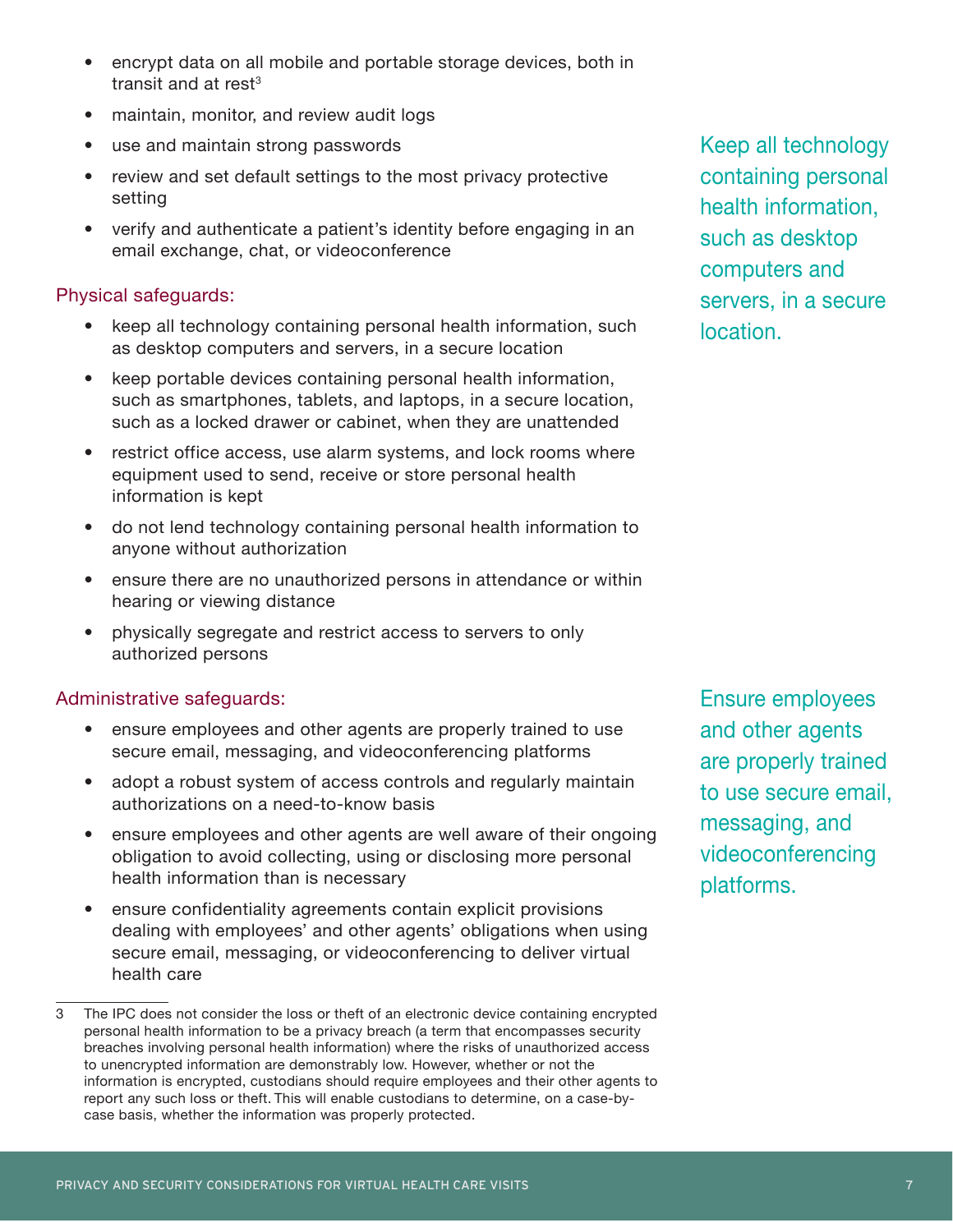- encrypt data on all mobile and portable storage devices, both in transit and at rest[3]
- maintain, monitor, and review audit logs
- use and maintain strong passwords
- review and set default settings to the most privacy protective setting
- verify and authenticate a patient's identity before engaging in an email exchange, chat, or videoconference

### Physical safeguards:

- keep all technology containing personal health information, such as desktop computers and servers, in a secure location
- keep portable devices containing personal health information, such as smartphones, tablets, and laptops, in a secure location, such as a locked drawer or cabinet, when they are unattended
- restrict office access, use alarm systems, and lock rooms where equipment used to send, receive or store personal health information is kept
- do not lend technology containing personal health information to anyone without authorization
- ensure there are no unauthorized persons in attendance or within hearing or viewing distance
- physically segregate and restrict access to servers to only authorized persons

> Keep all technology containing personal health information, such as desktop computers and servers, in a secure location.

### Administrative safeguards:

- ensure employees and other agents are properly trained to use secure email, messaging, and videoconferencing platforms
- adopt a robust system of access controls and regularly maintain authorizations on a need-to-know basis
- ensure employees and other agents are well aware of their ongoing obligation to avoid collecting, using or disclosing more personal health information than is necessary
- ensure confidentiality agreements contain explicit provisions dealing with employees' and other agents' obligations when using secure email, messaging, or videoconferencing to deliver virtual health care

> Ensure employees and other agents are properly trained to use secure email, messaging, and videoconferencing platforms.

---

[3] The IPC does not consider the loss or theft of an electronic device containing encrypted personal health information to be a privacy breach (a term that encompasses security breaches involving personal health information) where the risks of unauthorized access to unencrypted information are demonstrably low. However, whether or not the information is encrypted, custodians should require employees and their other agents to report any such loss or theft. This will enable custodians to determine, on a case-by-case basis, whether the information was properly protected.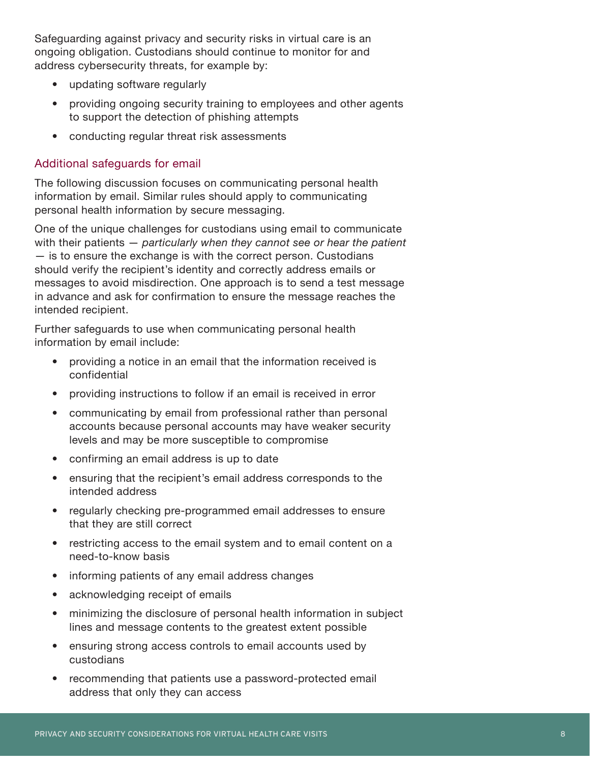Safeguarding against privacy and security risks in virtual care is an ongoing obligation. Custodians should continue to monitor for and address cybersecurity threats, for example by:

- updating software regularly
- providing ongoing security training to employees and other agents to support the detection of phishing attempts
- conducting regular threat risk assessments

### Additional safeguards for email

The following discussion focuses on communicating personal health information by email. Similar rules should apply to communicating personal health information by secure messaging.

One of the unique challenges for custodians using email to communicate with their patients — *particularly when they cannot see or hear the patient* — is to ensure the exchange is with the correct person. Custodians should verify the recipient's identity and correctly address emails or messages to avoid misdirection. One approach is to send a test message in advance and ask for confirmation to ensure the message reaches the intended recipient.

Further safeguards to use when communicating personal health information by email include:

- providing a notice in an email that the information received is confidential
- providing instructions to follow if an email is received in error
- communicating by email from professional rather than personal accounts because personal accounts may have weaker security levels and may be more susceptible to compromise
- confirming an email address is up to date
- ensuring that the recipient's email address corresponds to the intended address
- regularly checking pre-programmed email addresses to ensure that they are still correct
- restricting access to the email system and to email content on a need-to-know basis
- informing patients of any email address changes
- acknowledging receipt of emails
- minimizing the disclosure of personal health information in subject lines and message contents to the greatest extent possible
- ensuring strong access controls to email accounts used by custodians
- recommending that patients use a password-protected email address that only they can access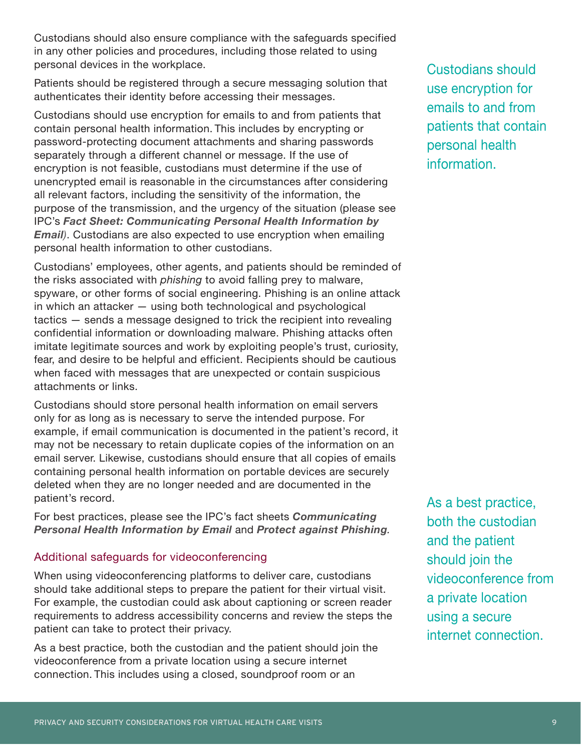Custodians should also ensure compliance with the safeguards specified in any other policies and procedures, including those related to using personal devices in the workplace.

Patients should be registered through a secure messaging solution that authenticates their identity before accessing their messages.

Custodians should use encryption for emails to and from patients that contain personal health information. This includes by encrypting or password-protecting document attachments and sharing passwords separately through a different channel or message. If the use of encryption is not feasible, custodians must determine if the use of unencrypted email is reasonable in the circumstances after considering all relevant factors, including the sensitivity of the information, the purpose of the transmission, and the urgency of the situation (please see IPC's ***Fact Sheet: Communicating Personal Health Information by Email***). Custodians are also expected to use encryption when emailing personal health information to other custodians.

Custodians should use encryption for emails to and from patients that contain personal health information.

Custodians' employees, other agents, and patients should be reminded of the risks associated with *phishing* to avoid falling prey to malware, spyware, or other forms of social engineering. Phishing is an online attack in which an attacker — using both technological and psychological tactics — sends a message designed to trick the recipient into revealing confidential information or downloading malware. Phishing attacks often imitate legitimate sources and work by exploiting people's trust, curiosity, fear, and desire to be helpful and efficient. Recipients should be cautious when faced with messages that are unexpected or contain suspicious attachments or links.

Custodians should store personal health information on email servers only for as long as is necessary to serve the intended purpose. For example, if email communication is documented in the patient's record, it may not be necessary to retain duplicate copies of the information on an email server. Likewise, custodians should ensure that all copies of emails containing personal health information on portable devices are securely deleted when they are no longer needed and are documented in the patient's record.

For best practices, please see the IPC's fact sheets ***Communicating Personal Health Information by Email*** and ***Protect against Phishing***.

## Additional safeguards for videoconferencing

When using videoconferencing platforms to deliver care, custodians should take additional steps to prepare the patient for their virtual visit. For example, the custodian could ask about captioning or screen reader requirements to address accessibility concerns and review the steps the patient can take to protect their privacy.

As a best practice, both the custodian and the patient should join the videoconference from a private location using a secure internet connection.

As a best practice, both the custodian and the patient should join the videoconference from a private location using a secure internet connection. This includes using a closed, soundproof room or an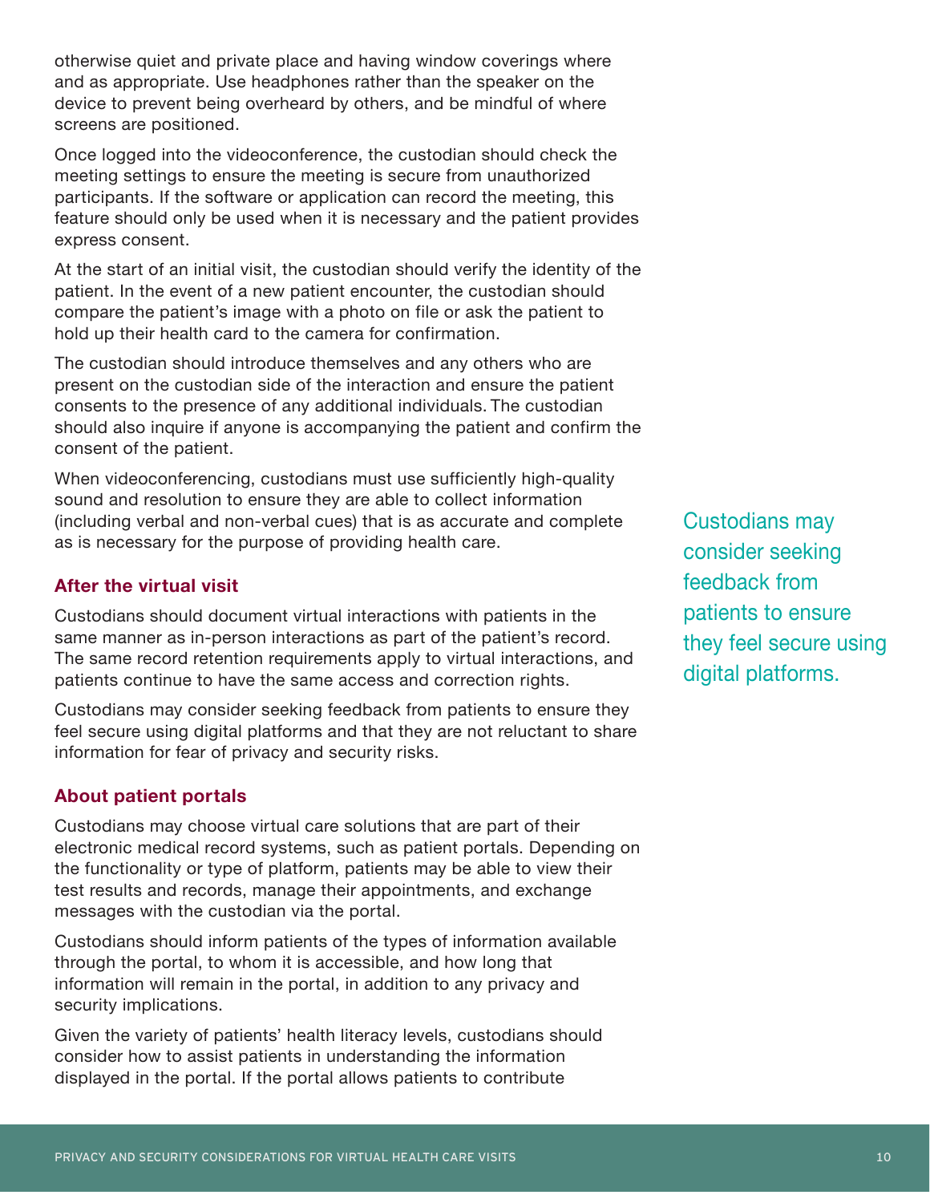otherwise quiet and private place and having window coverings where and as appropriate. Use headphones rather than the speaker on the device to prevent being overheard by others, and be mindful of where screens are positioned.

Once logged into the videoconference, the custodian should check the meeting settings to ensure the meeting is secure from unauthorized participants. If the software or application can record the meeting, this feature should only be used when it is necessary and the patient provides express consent.

At the start of an initial visit, the custodian should verify the identity of the patient. In the event of a new patient encounter, the custodian should compare the patient's image with a photo on file or ask the patient to hold up their health card to the camera for confirmation.

The custodian should introduce themselves and any others who are present on the custodian side of the interaction and ensure the patient consents to the presence of any additional individuals. The custodian should also inquire if anyone is accompanying the patient and confirm the consent of the patient.

When videoconferencing, custodians must use sufficiently high-quality sound and resolution to ensure they are able to collect information (including verbal and non-verbal cues) that is as accurate and complete as is necessary for the purpose of providing health care.

### After the virtual visit

Custodians should document virtual interactions with patients in the same manner as in-person interactions as part of the patient's record. The same record retention requirements apply to virtual interactions, and patients continue to have the same access and correction rights.

Custodians may consider seeking feedback from patients to ensure they feel secure using digital platforms and that they are not reluctant to share information for fear of privacy and security risks.

> Custodians may consider seeking feedback from patients to ensure they feel secure using digital platforms.

### About patient portals

Custodians may choose virtual care solutions that are part of their electronic medical record systems, such as patient portals. Depending on the functionality or type of platform, patients may be able to view their test results and records, manage their appointments, and exchange messages with the custodian via the portal.

Custodians should inform patients of the types of information available through the portal, to whom it is accessible, and how long that information will remain in the portal, in addition to any privacy and security implications.

Given the variety of patients' health literacy levels, custodians should consider how to assist patients in understanding the information displayed in the portal. If the portal allows patients to contribute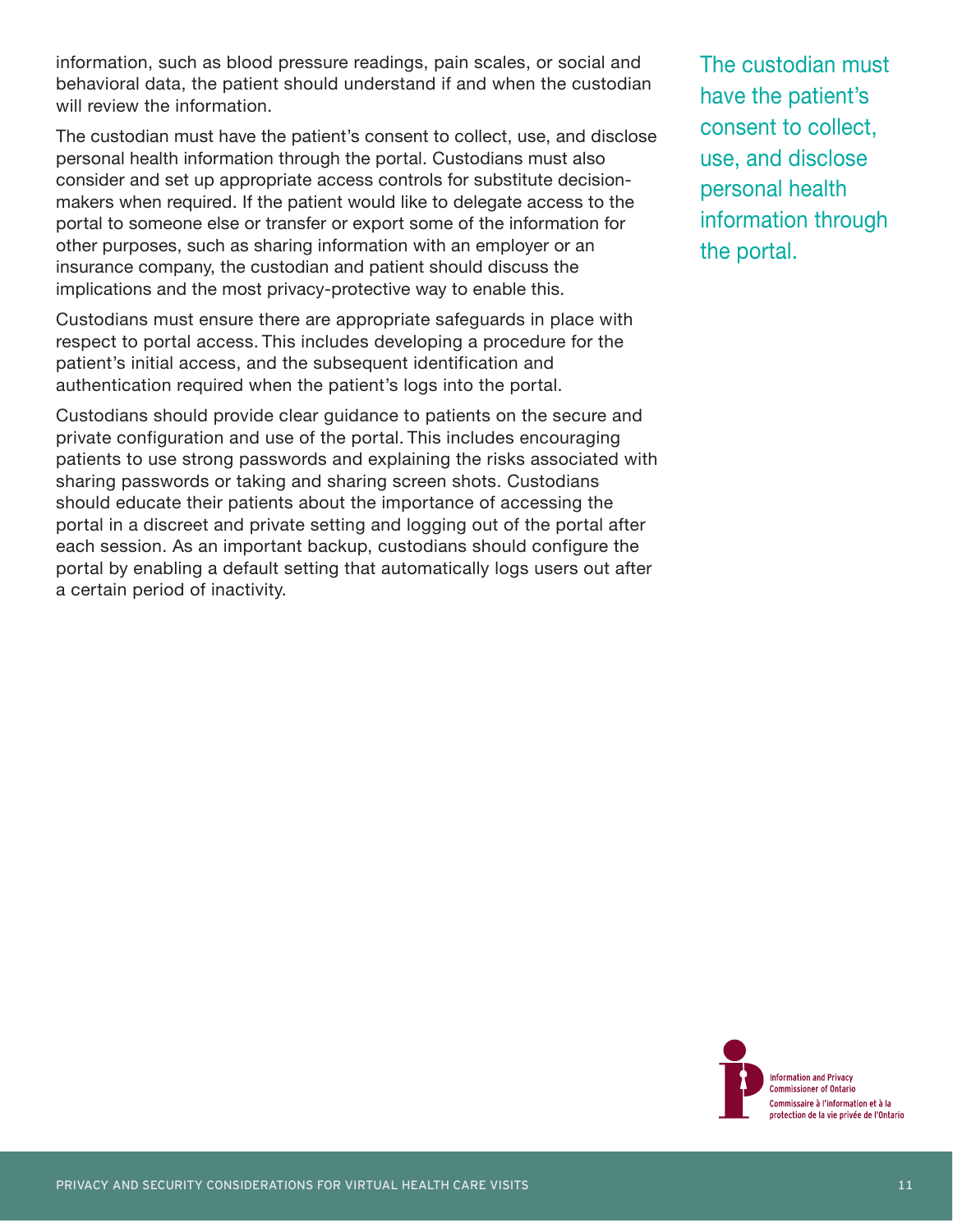information, such as blood pressure readings, pain scales, or social and behavioral data, the patient should understand if and when the custodian will review the information.

The custodian must have the patient's consent to collect, use, and disclose personal health information through the portal. Custodians must also consider and set up appropriate access controls for substitute decision-makers when required. If the patient would like to delegate access to the portal to someone else or transfer or export some of the information for other purposes, such as sharing information with an employer or an insurance company, the custodian and patient should discuss the implications and the most privacy-protective way to enable this.

The custodian must have the patient's consent to collect, use, and disclose personal health information through the portal.

Custodians must ensure there are appropriate safeguards in place with respect to portal access. This includes developing a procedure for the patient's initial access, and the subsequent identification and authentication required when the patient's logs into the portal.

Custodians should provide clear guidance to patients on the secure and private configuration and use of the portal. This includes encouraging patients to use strong passwords and explaining the risks associated with sharing passwords or taking and sharing screen shots. Custodians should educate their patients about the importance of accessing the portal in a discreet and private setting and logging out of the portal after each session. As an important backup, custodians should configure the portal by enabling a default setting that automatically logs users out after a certain period of inactivity.

Information and Privacy Commissioner of Ontario
Commissaire à l'information et à la protection de la vie privée de l'Ontario